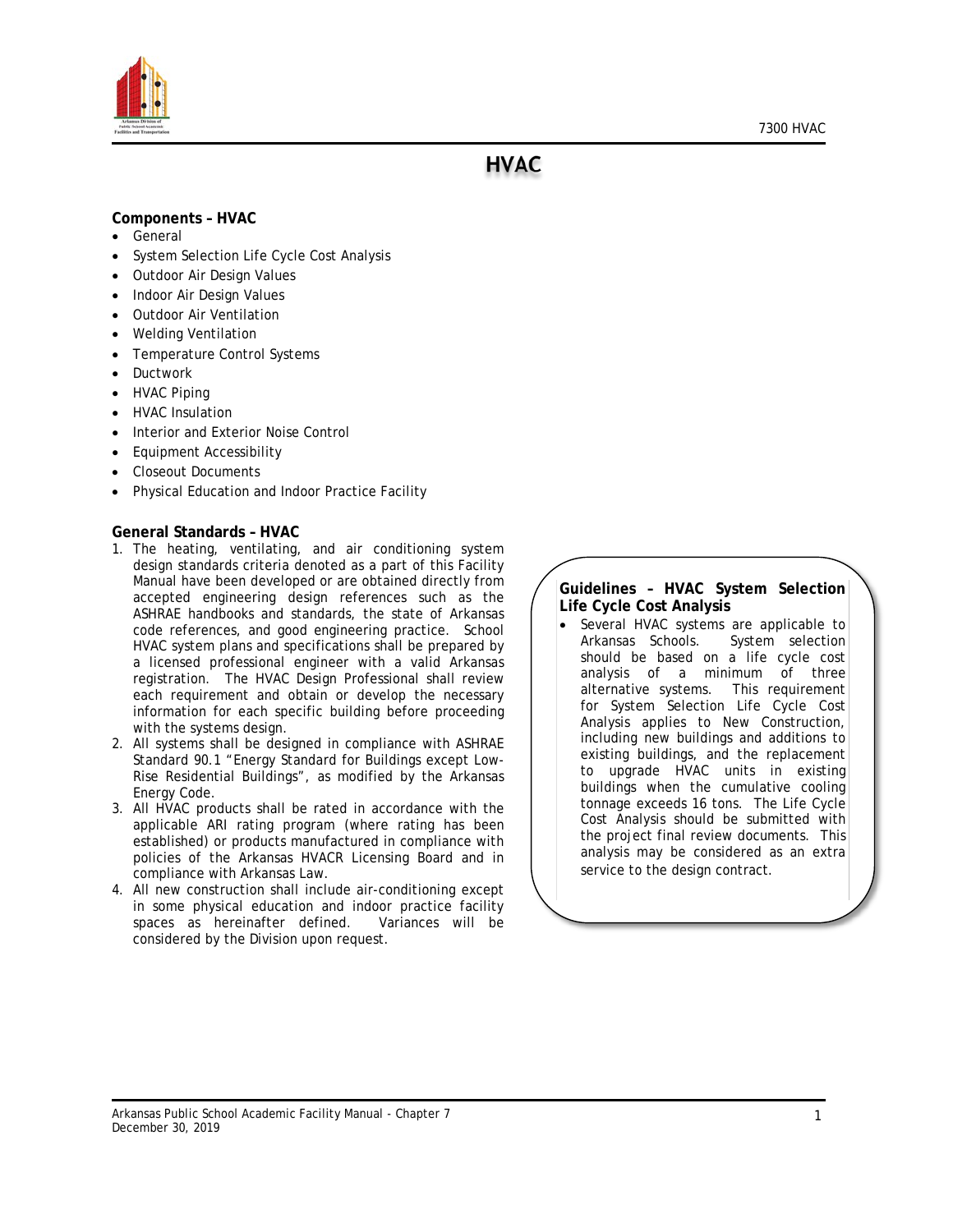# HVAC

**Components – HVAC**

- General
- System Selection Life Cycle Cost Analysis
- Outdoor Air Design Values
- Indoor Air Design Values
- Outdoor Air Ventilation
- Welding Ventilation
- Temperature Control Systems
- Ductwork
- HVAC Piping
- HVAC Insulation
- Interior and Exterior Noise Control
- Equipment Accessibility
- Closeout Documents
- Physical Education and Indoor Practice Facility

**General Standards – HVAC**

1. The heating, ventilating, and air conditioning system design standards criteria denoted as a part of this Facility Manual have been developed or are obtained directly from accepted engineering design references such as the ASHRAE handbooks and standards, the state of Arkansas code references, and good engineering practice. School HVAC system plans and specifications shall be prepared by a licensed professional engineer with a valid Arkansas registration. The HVAC Design Professional shall review each requirement and obtain or develop the necessary information for each specific building before proceeding with the systems design.
2. All systems shall be designed in compliance with ASHRAE Standard 90.1 "Energy Standard for Buildings except Low-Rise Residential Buildings", as modified by the Arkansas Energy Code.
3. All HVAC products shall be rated in accordance with the applicable ARI rating program (where rating has been established) or products manufactured in compliance with policies of the Arkansas HVACR Licensing Board and in compliance with Arkansas Law.
4. All new construction shall include air-conditioning except in some physical education and indoor practice facility spaces as hereinafter defined. Variances will be considered by the Division upon request.

**Guidelines – HVAC System Selection Life Cycle Cost Analysis**

- Several HVAC systems are applicable to Arkansas Schools. System selection should be based on a life cycle cost analysis of a minimum of three alternative systems. This requirement for System Selection Life Cycle Cost Analysis applies to New Construction, including new buildings and additions to existing buildings, and the replacement to upgrade HVAC units in existing buildings when the cumulative cooling tonnage exceeds 16 tons. The Life Cycle Cost Analysis should be submitted with the project final review documents. This analysis may be considered as an extra service to the design contract.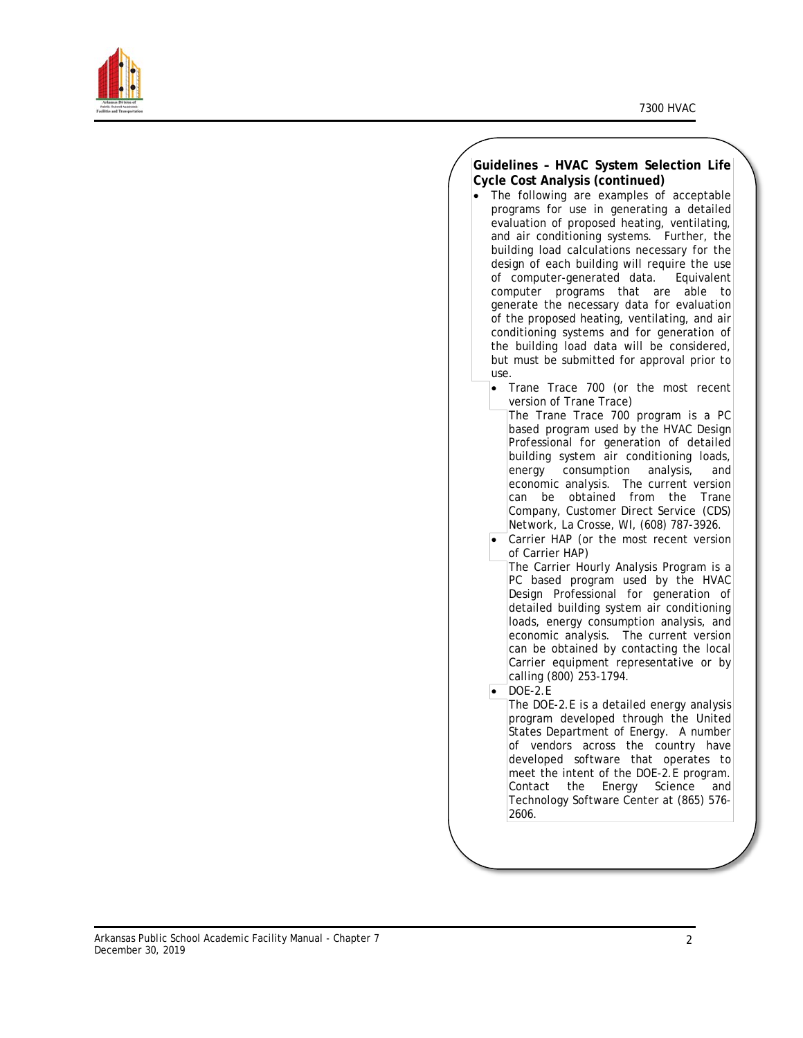**Guidelines – HVAC System Selection Life Cycle Cost Analysis (continued)**

- The following are examples of acceptable programs for use in generating a detailed evaluation of proposed heating, ventilating, and air conditioning systems. Further, the building load calculations necessary for the design of each building will require the use of computer-generated data. Equivalent computer programs that are able to generate the necessary data for evaluation of the proposed heating, ventilating, and air conditioning systems and for generation of the building load data will be considered, but must be submitted for approval prior to use.
  - Trane Trace 700 (or the most recent version of Trane Trace)
    The Trane Trace 700 program is a PC based program used by the HVAC Design Professional for generation of detailed building system air conditioning loads, energy consumption analysis, and economic analysis. The current version can be obtained from the Trane Company, Customer Direct Service (CDS) Network, La Crosse, WI, (608) 787-3926.
  - Carrier HAP (or the most recent version of Carrier HAP)
    The Carrier Hourly Analysis Program is a PC based program used by the HVAC Design Professional for generation of detailed building system air conditioning loads, energy consumption analysis, and economic analysis. The current version can be obtained by contacting the local Carrier equipment representative or by calling (800) 253-1794.
  - DOE-2.E
    The DOE-2.E is a detailed energy analysis program developed through the United States Department of Energy. A number of vendors across the country have developed software that operates to meet the intent of the DOE-2.E program. Contact the Energy Science and Technology Software Center at (865) 576-2606.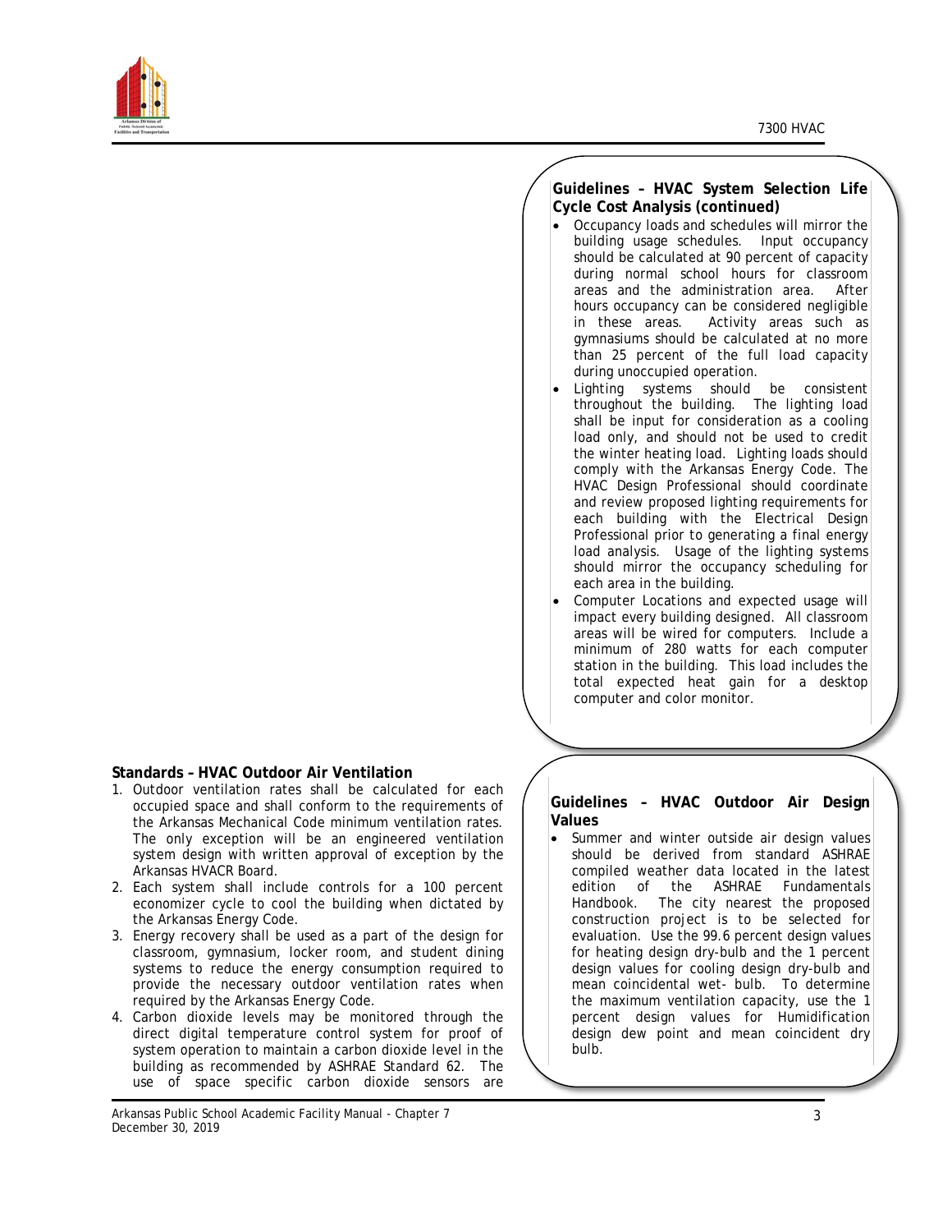### Guidelines – HVAC System Selection Life Cycle Cost Analysis (continued)

- Occupancy loads and schedules will mirror the building usage schedules. Input occupancy should be calculated at 90 percent of capacity during normal school hours for classroom areas and the administration area. After hours occupancy can be considered negligible in these areas. Activity areas such as gymnasiums should be calculated at no more than 25 percent of the full load capacity during unoccupied operation.
- Lighting systems should be consistent throughout the building. The lighting load shall be input for consideration as a cooling load only, and should not be used to credit the winter heating load. Lighting loads should comply with the Arkansas Energy Code. The HVAC Design Professional should coordinate and review proposed lighting requirements for each building with the Electrical Design Professional prior to generating a final energy load analysis. Usage of the lighting systems should mirror the occupancy scheduling for each area in the building.
- Computer Locations and expected usage will impact every building designed. All classroom areas will be wired for computers. Include a minimum of 280 watts for each computer station in the building. This load includes the total expected heat gain for a desktop computer and color monitor.

### Standards – HVAC Outdoor Air Ventilation

1. Outdoor ventilation rates shall be calculated for each occupied space and shall conform to the requirements of the Arkansas Mechanical Code minimum ventilation rates. The only exception will be an engineered ventilation system design with written approval of exception by the Arkansas HVACR Board.
2. Each system shall include controls for a 100 percent economizer cycle to cool the building when dictated by the Arkansas Energy Code.
3. Energy recovery shall be used as a part of the design for classroom, gymnasium, locker room, and student dining systems to reduce the energy consumption required to provide the necessary outdoor ventilation rates when required by the Arkansas Energy Code.
4. Carbon dioxide levels may be monitored through the direct digital temperature control system for proof of system operation to maintain a carbon dioxide level in the building as recommended by ASHRAE Standard 62. The use of space specific carbon dioxide sensors are

### Guidelines – HVAC Outdoor Air Design Values

- Summer and winter outside air design values should be derived from standard ASHRAE compiled weather data located in the latest edition of the ASHRAE Fundamentals Handbook. The city nearest the proposed construction project is to be selected for evaluation. Use the 99.6 percent design values for heating design dry-bulb and the 1 percent design values for cooling design dry-bulb and mean coincidental wet- bulb. To determine the maximum ventilation capacity, use the 1 percent design values for Humidification design dew point and mean coincident dry bulb.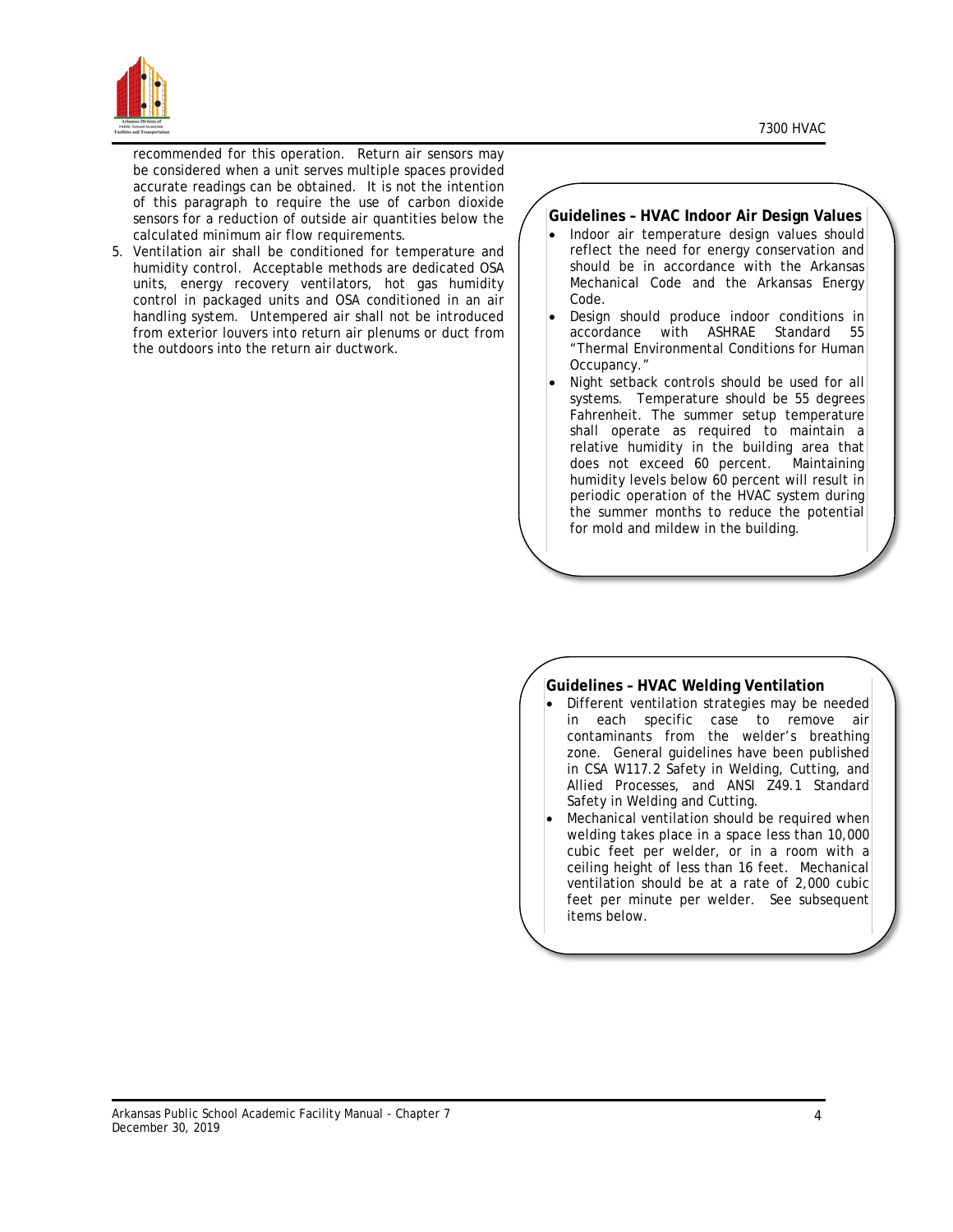recommended for this operation. Return air sensors may be considered when a unit serves multiple spaces provided accurate readings can be obtained. It is not the intention of this paragraph to require the use of carbon dioxide sensors for a reduction of outside air quantities below the calculated minimum air flow requirements.

5. Ventilation air shall be conditioned for temperature and humidity control. Acceptable methods are dedicated OSA units, energy recovery ventilators, hot gas humidity control in packaged units and OSA conditioned in an air handling system. Untempered air shall not be introduced from exterior louvers into return air plenums or duct from the outdoors into the return air ductwork.

**Guidelines – HVAC Indoor Air Design Values**

- Indoor air temperature design values should reflect the need for energy conservation and should be in accordance with the Arkansas Mechanical Code and the Arkansas Energy Code.
- Design should produce indoor conditions in accordance with ASHRAE Standard 55 "Thermal Environmental Conditions for Human Occupancy."
- Night setback controls should be used for all systems. Temperature should be 55 degrees Fahrenheit. The summer setup temperature shall operate as required to maintain a relative humidity in the building area that does not exceed 60 percent. Maintaining humidity levels below 60 percent will result in periodic operation of the HVAC system during the summer months to reduce the potential for mold and mildew in the building.

**Guidelines – HVAC Welding Ventilation**

- Different ventilation strategies may be needed in each specific case to remove air contaminants from the welder's breathing zone. General guidelines have been published in CSA W117.2 Safety in Welding, Cutting, and Allied Processes, and ANSI Z49.1 Standard Safety in Welding and Cutting.
- Mechanical ventilation should be required when welding takes place in a space less than 10,000 cubic feet per welder, or in a room with a ceiling height of less than 16 feet. Mechanical ventilation should be at a rate of 2,000 cubic feet per minute per welder. See subsequent items below.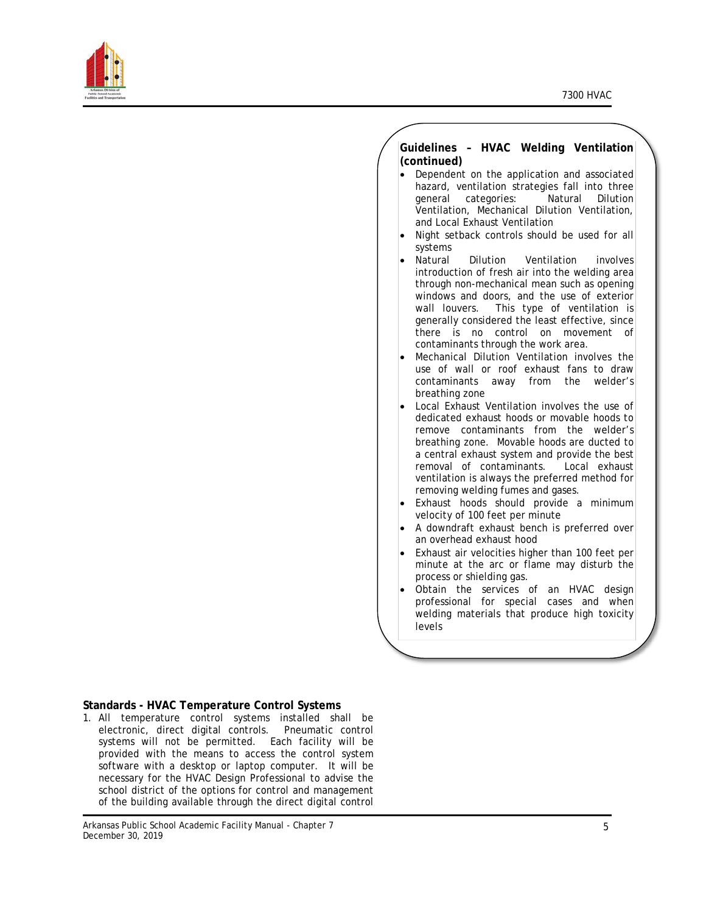**Guidelines – HVAC Welding Ventilation (continued)**

- Dependent on the application and associated hazard, ventilation strategies fall into three general categories: Natural Dilution Ventilation, Mechanical Dilution Ventilation, and Local Exhaust Ventilation
- Night setback controls should be used for all systems
- Natural Dilution Ventilation involves introduction of fresh air into the welding area through non-mechanical mean such as opening windows and doors, and the use of exterior wall louvers. This type of ventilation is generally considered the least effective, since there is no control on movement of contaminants through the work area.
- Mechanical Dilution Ventilation involves the use of wall or roof exhaust fans to draw contaminants away from the welder's breathing zone
- Local Exhaust Ventilation involves the use of dedicated exhaust hoods or movable hoods to remove contaminants from the welder's breathing zone. Movable hoods are ducted to a central exhaust system and provide the best removal of contaminants. Local exhaust ventilation is always the preferred method for removing welding fumes and gases.
- Exhaust hoods should provide a minimum velocity of 100 feet per minute
- A downdraft exhaust bench is preferred over an overhead exhaust hood
- Exhaust air velocities higher than 100 feet per minute at the arc or flame may disturb the process or shielding gas.
- Obtain the services of an HVAC design professional for special cases and when welding materials that produce high toxicity levels

**Standards - HVAC Temperature Control Systems**

1. All temperature control systems installed shall be electronic, direct digital controls. Pneumatic control systems will not be permitted. Each facility will be provided with the means to access the control system software with a desktop or laptop computer. It will be necessary for the HVAC Design Professional to advise the school district of the options for control and management of the building available through the direct digital control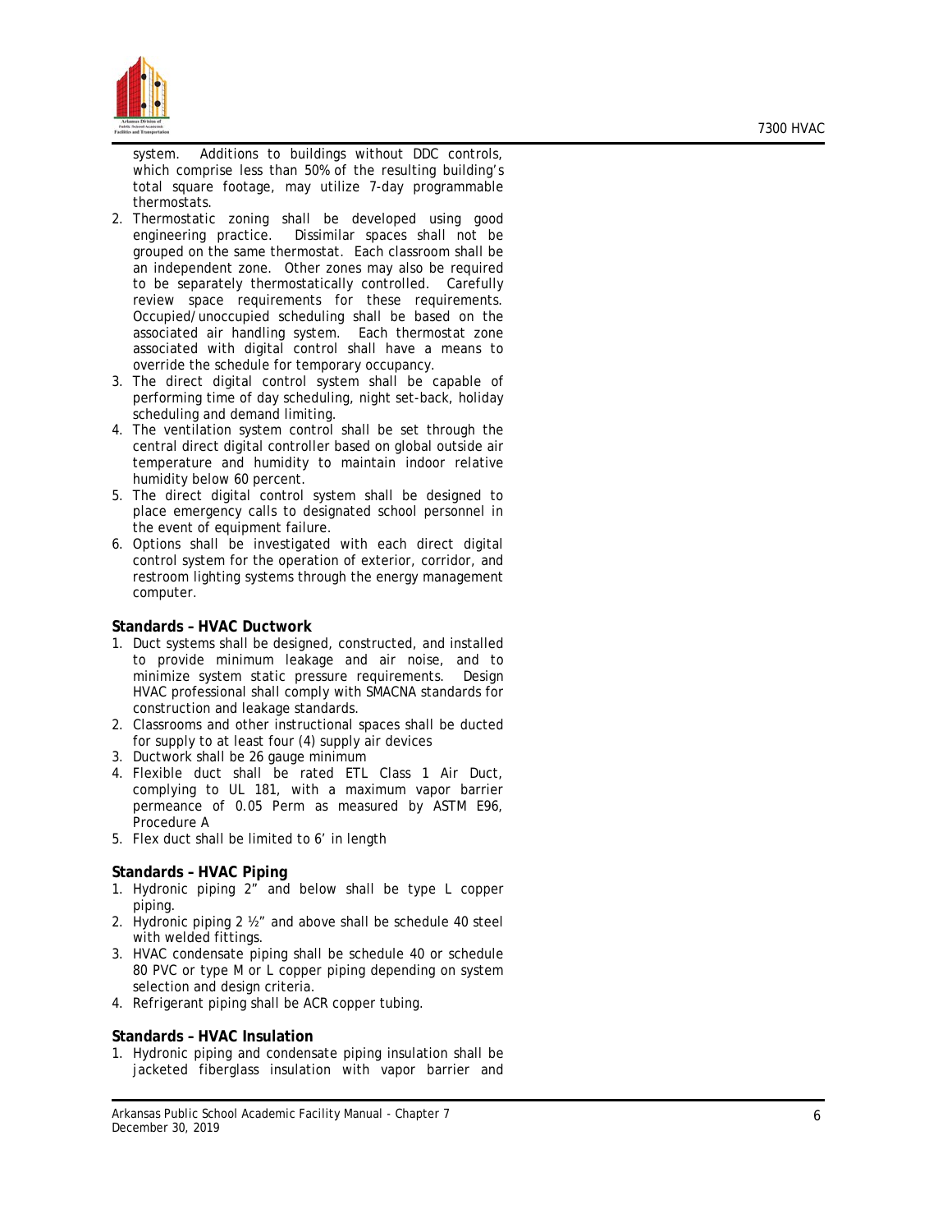system. Additions to buildings without DDC controls, which comprise less than 50% of the resulting building's total square footage, may utilize 7-day programmable thermostats.

2. Thermostatic zoning shall be developed using good engineering practice. Dissimilar spaces shall not be grouped on the same thermostat. Each classroom shall be an independent zone. Other zones may also be required to be separately thermostatically controlled. Carefully review space requirements for these requirements. Occupied/unoccupied scheduling shall be based on the associated air handling system. Each thermostat zone associated with digital control shall have a means to override the schedule for temporary occupancy.
3. The direct digital control system shall be capable of performing time of day scheduling, night set-back, holiday scheduling and demand limiting.
4. The ventilation system control shall be set through the central direct digital controller based on global outside air temperature and humidity to maintain indoor relative humidity below 60 percent.
5. The direct digital control system shall be designed to place emergency calls to designated school personnel in the event of equipment failure.
6. Options shall be investigated with each direct digital control system for the operation of exterior, corridor, and restroom lighting systems through the energy management computer.

**Standards – HVAC Ductwork**

1. Duct systems shall be designed, constructed, and installed to provide minimum leakage and air noise, and to minimize system static pressure requirements. Design HVAC professional shall comply with SMACNA standards for construction and leakage standards.
2. Classrooms and other instructional spaces shall be ducted for supply to at least four (4) supply air devices
3. Ductwork shall be 26 gauge minimum
4. Flexible duct shall be rated ETL Class 1 Air Duct, complying to UL 181, with a maximum vapor barrier permeance of 0.05 Perm as measured by ASTM E96, Procedure A
5. Flex duct shall be limited to 6' in length

**Standards – HVAC Piping**

1. Hydronic piping 2" and below shall be type L copper piping.
2. Hydronic piping 2 ½" and above shall be schedule 40 steel with welded fittings.
3. HVAC condensate piping shall be schedule 40 or schedule 80 PVC or type M or L copper piping depending on system selection and design criteria.
4. Refrigerant piping shall be ACR copper tubing.

**Standards – HVAC Insulation**

1. Hydronic piping and condensate piping insulation shall be jacketed fiberglass insulation with vapor barrier and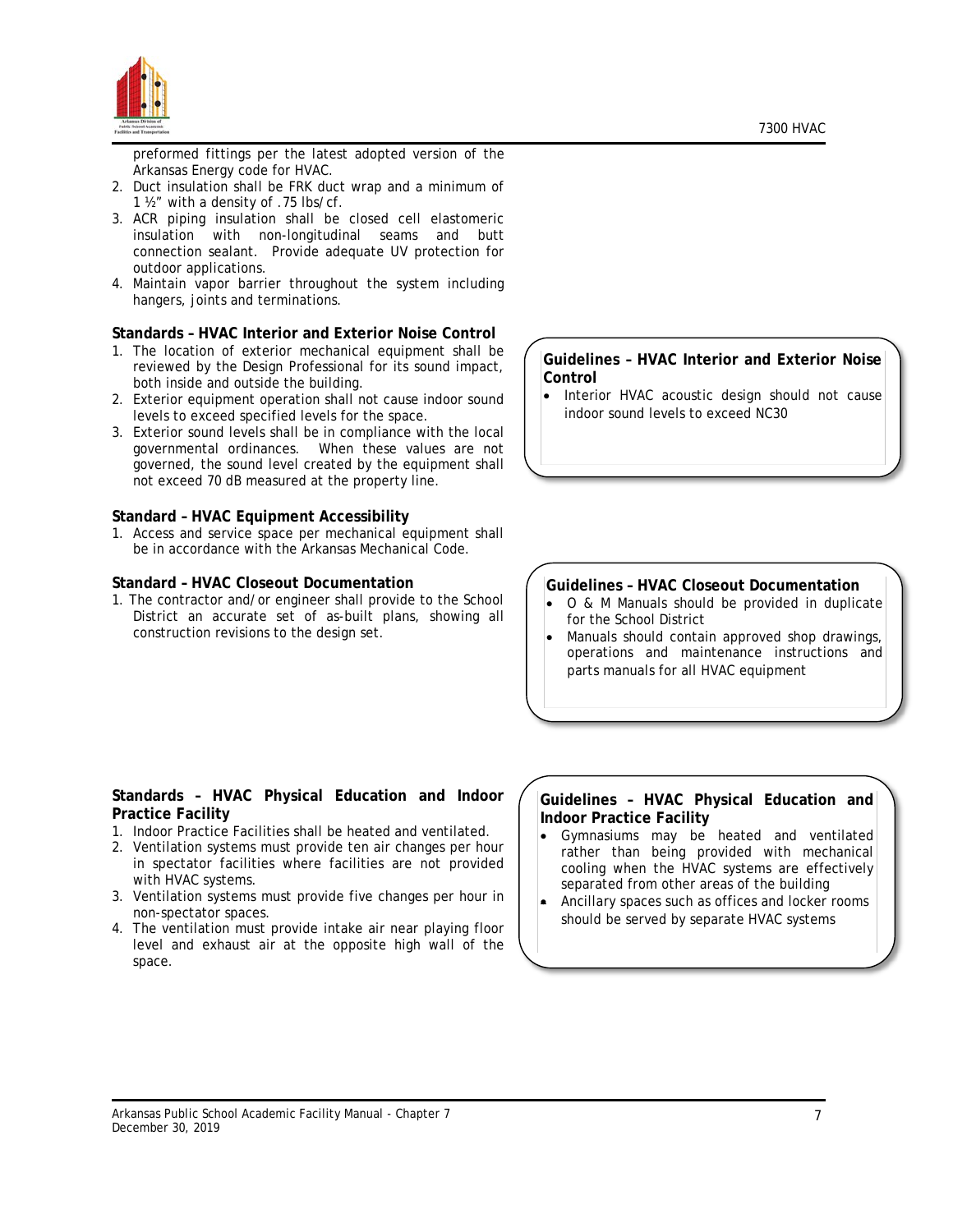preformed fittings per the latest adopted version of the Arkansas Energy code for HVAC.

2. Duct insulation shall be FRK duct wrap and a minimum of 1 ½" with a density of .75 lbs/cf.
3. ACR piping insulation shall be closed cell elastomeric insulation with non-longitudinal seams and butt connection sealant. Provide adequate UV protection for outdoor applications.
4. Maintain vapor barrier throughout the system including hangers, joints and terminations.

**Standards – HVAC Interior and Exterior Noise Control**

1. The location of exterior mechanical equipment shall be reviewed by the Design Professional for its sound impact, both inside and outside the building.
2. Exterior equipment operation shall not cause indoor sound levels to exceed specified levels for the space.
3. Exterior sound levels shall be in compliance with the local governmental ordinances. When these values are not governed, the sound level created by the equipment shall not exceed 70 dB measured at the property line.

**Guidelines – HVAC Interior and Exterior Noise Control**

- Interior HVAC acoustic design should not cause indoor sound levels to exceed NC30

**Standard – HVAC Equipment Accessibility**

1. Access and service space per mechanical equipment shall be in accordance with the Arkansas Mechanical Code.

**Standard – HVAC Closeout Documentation**

1. The contractor and/or engineer shall provide to the School District an accurate set of as-built plans, showing all construction revisions to the design set.

**Guidelines – HVAC Closeout Documentation**

- O & M Manuals should be provided in duplicate for the School District
- Manuals should contain approved shop drawings, operations and maintenance instructions and parts manuals for all HVAC equipment

**Standards – HVAC Physical Education and Indoor Practice Facility**

1. Indoor Practice Facilities shall be heated and ventilated.
2. Ventilation systems must provide ten air changes per hour in spectator facilities where facilities are not provided with HVAC systems.
3. Ventilation systems must provide five changes per hour in non-spectator spaces.
4. The ventilation must provide intake air near playing floor level and exhaust air at the opposite high wall of the space.

**Guidelines – HVAC Physical Education and Indoor Practice Facility**

- Gymnasiums may be heated and ventilated rather than being provided with mechanical cooling when the HVAC systems are effectively separated from other areas of the building
- Ancillary spaces such as offices and locker rooms should be served by separate HVAC systems